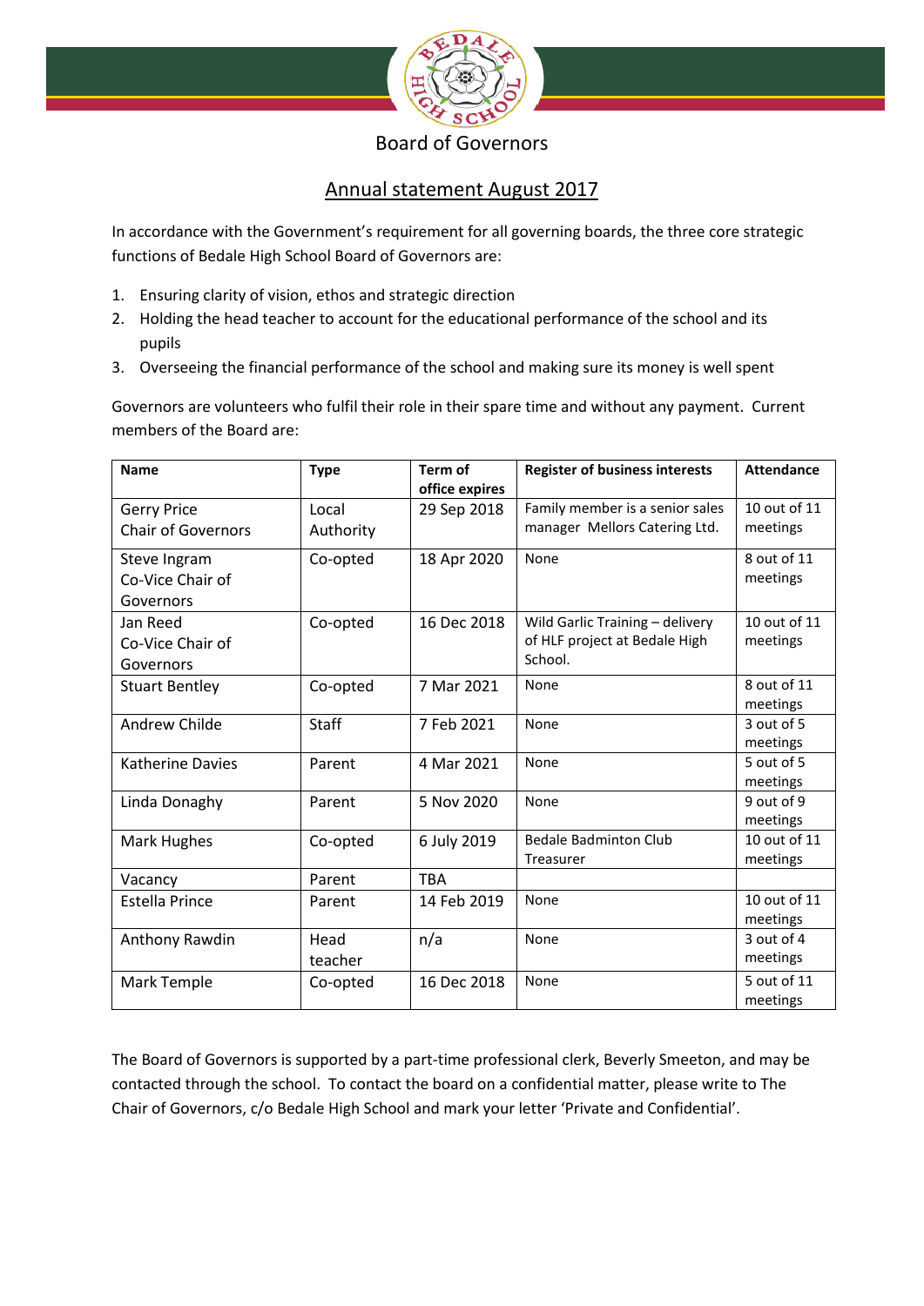# Board of Governors

## Annual statement August 2017

In accordance with the Government's requirement for all governing boards, the three core strategic functions of Bedale High School Board of Governors are:

1. Ensuring clarity of vision, ethos and strategic direction
2. Holding the head teacher to account for the educational performance of the school and its pupils
3. Overseeing the financial performance of the school and making sure its money is well spent

Governors are volunteers who fulfil their role in their spare time and without any payment. Current members of the Board are:

| Name | Type | Term of office expires | Register of business interests | Attendance |
|---|---|---|---|---|
| Gerry Price<br>Chair of Governors | Local Authority | 29 Sep 2018 | Family member is a senior sales manager Mellors Catering Ltd. | 10 out of 11 meetings |
| Steve Ingram<br>Co-Vice Chair of Governors | Co-opted | 18 Apr 2020 | None | 8 out of 11 meetings |
| Jan Reed<br>Co-Vice Chair of Governors | Co-opted | 16 Dec 2018 | Wild Garlic Training – delivery of HLF project at Bedale High School. | 10 out of 11 meetings |
| Stuart Bentley | Co-opted | 7 Mar 2021 | None | 8 out of 11 meetings |
| Andrew Childe | Staff | 7 Feb 2021 | None | 3 out of 5 meetings |
| Katherine Davies | Parent | 4 Mar 2021 | None | 5 out of 5 meetings |
| Linda Donaghy | Parent | 5 Nov 2020 | None | 9 out of 9 meetings |
| Mark Hughes | Co-opted | 6 July 2019 | Bedale Badminton Club Treasurer | 10 out of 11 meetings |
| Vacancy | Parent | TBA | | |
| Estella Prince | Parent | 14 Feb 2019 | None | 10 out of 11 meetings |
| Anthony Rawdin | Head teacher | n/a | None | 3 out of 4 meetings |
| Mark Temple | Co-opted | 16 Dec 2018 | None | 5 out of 11 meetings |

The Board of Governors is supported by a part-time professional clerk, Beverly Smeeton, and may be contacted through the school. To contact the board on a confidential matter, please write to The Chair of Governors, c/o Bedale High School and mark your letter 'Private and Confidential'.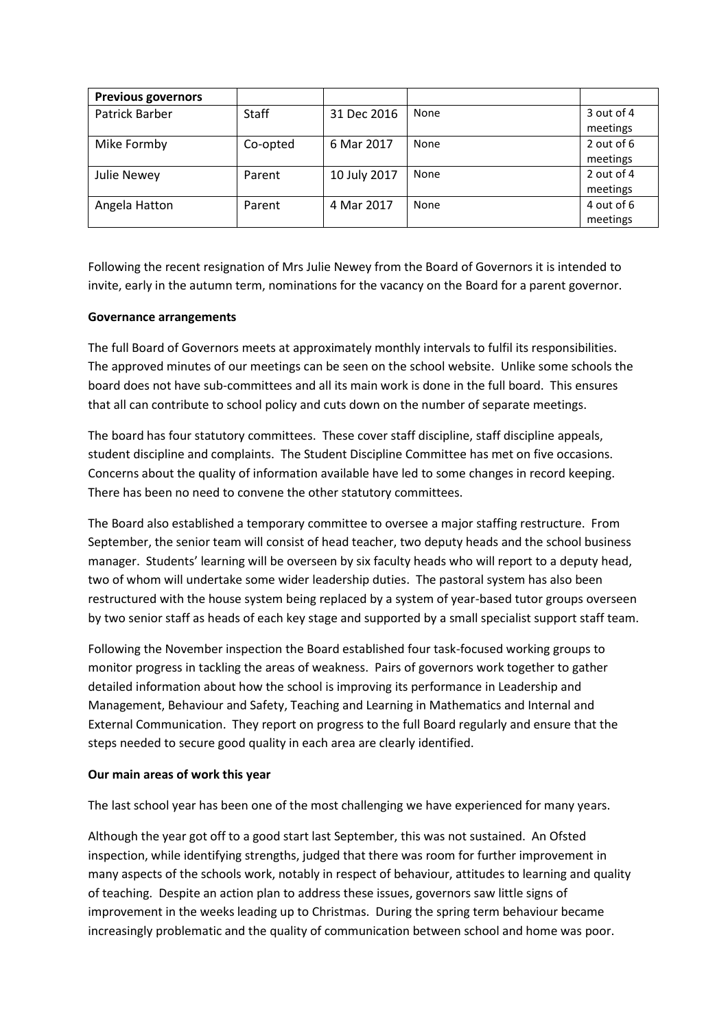| Previous governors | | | | |
|---|---|---|---|---|
| Patrick Barber | Staff | 31 Dec 2016 | None | 3 out of 4 meetings |
| Mike Formby | Co-opted | 6 Mar 2017 | None | 2 out of 6 meetings |
| Julie Newey | Parent | 10 July 2017 | None | 2 out of 4 meetings |
| Angela Hatton | Parent | 4 Mar 2017 | None | 4 out of 6 meetings |

Following the recent resignation of Mrs Julie Newey from the Board of Governors it is intended to invite, early in the autumn term, nominations for the vacancy on the Board for a parent governor.

**Governance arrangements**

The full Board of Governors meets at approximately monthly intervals to fulfil its responsibilities. The approved minutes of our meetings can be seen on the school website. Unlike some schools the board does not have sub-committees and all its main work is done in the full board. This ensures that all can contribute to school policy and cuts down on the number of separate meetings.

The board has four statutory committees. These cover staff discipline, staff discipline appeals, student discipline and complaints. The Student Discipline Committee has met on five occasions. Concerns about the quality of information available have led to some changes in record keeping. There has been no need to convene the other statutory committees.

The Board also established a temporary committee to oversee a major staffing restructure. From September, the senior team will consist of head teacher, two deputy heads and the school business manager. Students' learning will be overseen by six faculty heads who will report to a deputy head, two of whom will undertake some wider leadership duties. The pastoral system has also been restructured with the house system being replaced by a system of year-based tutor groups overseen by two senior staff as heads of each key stage and supported by a small specialist support staff team.

Following the November inspection the Board established four task-focused working groups to monitor progress in tackling the areas of weakness. Pairs of governors work together to gather detailed information about how the school is improving its performance in Leadership and Management, Behaviour and Safety, Teaching and Learning in Mathematics and Internal and External Communication. They report on progress to the full Board regularly and ensure that the steps needed to secure good quality in each area are clearly identified.

**Our main areas of work this year**

The last school year has been one of the most challenging we have experienced for many years.

Although the year got off to a good start last September, this was not sustained. An Ofsted inspection, while identifying strengths, judged that there was room for further improvement in many aspects of the schools work, notably in respect of behaviour, attitudes to learning and quality of teaching. Despite an action plan to address these issues, governors saw little signs of improvement in the weeks leading up to Christmas. During the spring term behaviour became increasingly problematic and the quality of communication between school and home was poor.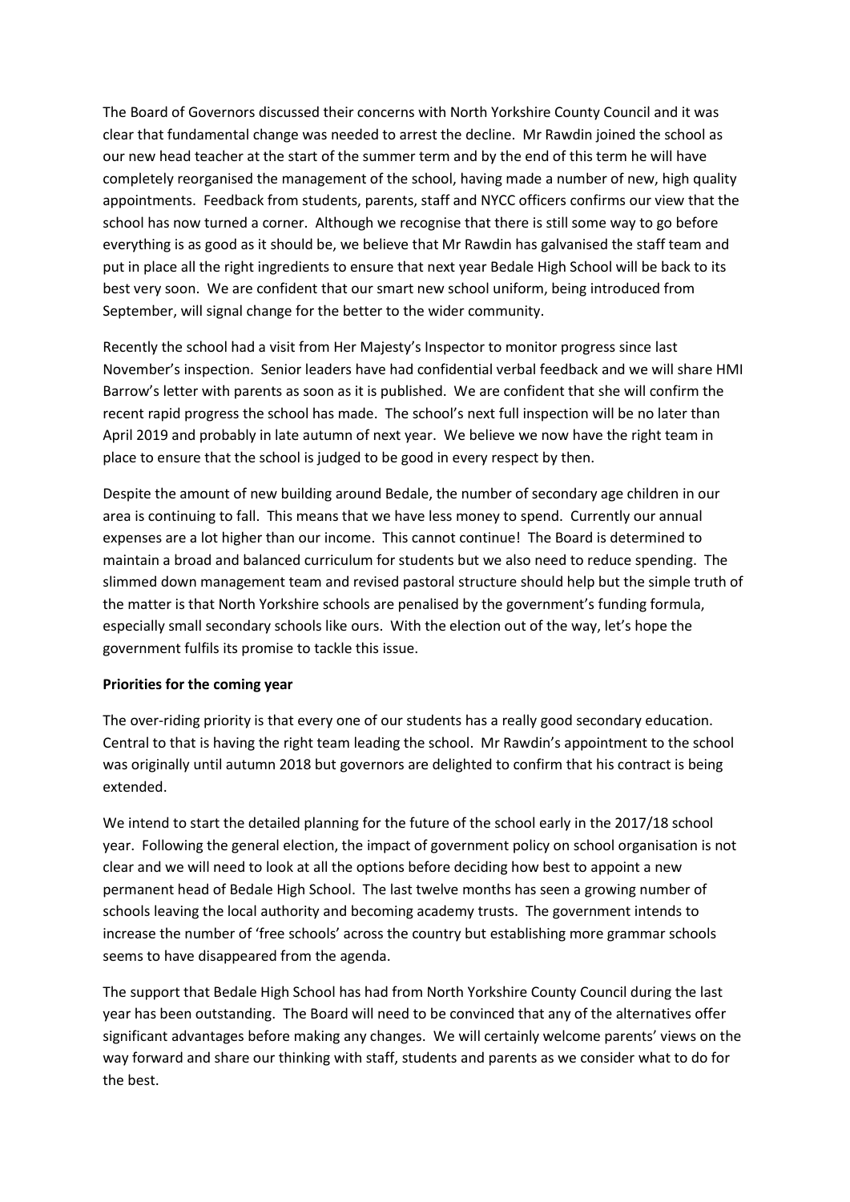The Board of Governors discussed their concerns with North Yorkshire County Council and it was clear that fundamental change was needed to arrest the decline. Mr Rawdin joined the school as our new head teacher at the start of the summer term and by the end of this term he will have completely reorganised the management of the school, having made a number of new, high quality appointments. Feedback from students, parents, staff and NYCC officers confirms our view that the school has now turned a corner. Although we recognise that there is still some way to go before everything is as good as it should be, we believe that Mr Rawdin has galvanised the staff team and put in place all the right ingredients to ensure that next year Bedale High School will be back to its best very soon. We are confident that our smart new school uniform, being introduced from September, will signal change for the better to the wider community.

Recently the school had a visit from Her Majesty's Inspector to monitor progress since last November's inspection. Senior leaders have had confidential verbal feedback and we will share HMI Barrow's letter with parents as soon as it is published. We are confident that she will confirm the recent rapid progress the school has made. The school's next full inspection will be no later than April 2019 and probably in late autumn of next year. We believe we now have the right team in place to ensure that the school is judged to be good in every respect by then.

Despite the amount of new building around Bedale, the number of secondary age children in our area is continuing to fall. This means that we have less money to spend. Currently our annual expenses are a lot higher than our income. This cannot continue! The Board is determined to maintain a broad and balanced curriculum for students but we also need to reduce spending. The slimmed down management team and revised pastoral structure should help but the simple truth of the matter is that North Yorkshire schools are penalised by the government's funding formula, especially small secondary schools like ours. With the election out of the way, let's hope the government fulfils its promise to tackle this issue.

**Priorities for the coming year**

The over-riding priority is that every one of our students has a really good secondary education. Central to that is having the right team leading the school. Mr Rawdin's appointment to the school was originally until autumn 2018 but governors are delighted to confirm that his contract is being extended.

We intend to start the detailed planning for the future of the school early in the 2017/18 school year. Following the general election, the impact of government policy on school organisation is not clear and we will need to look at all the options before deciding how best to appoint a new permanent head of Bedale High School. The last twelve months has seen a growing number of schools leaving the local authority and becoming academy trusts. The government intends to increase the number of 'free schools' across the country but establishing more grammar schools seems to have disappeared from the agenda.

The support that Bedale High School has had from North Yorkshire County Council during the last year has been outstanding. The Board will need to be convinced that any of the alternatives offer significant advantages before making any changes. We will certainly welcome parents' views on the way forward and share our thinking with staff, students and parents as we consider what to do for the best.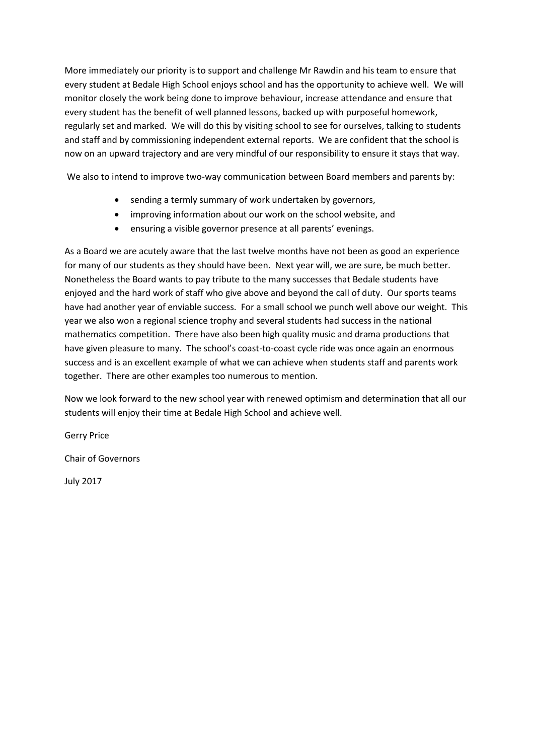More immediately our priority is to support and challenge Mr Rawdin and his team to ensure that every student at Bedale High School enjoys school and has the opportunity to achieve well. We will monitor closely the work being done to improve behaviour, increase attendance and ensure that every student has the benefit of well planned lessons, backed up with purposeful homework, regularly set and marked. We will do this by visiting school to see for ourselves, talking to students and staff and by commissioning independent external reports. We are confident that the school is now on an upward trajectory and are very mindful of our responsibility to ensure it stays that way.

We also to intend to improve two-way communication between Board members and parents by:

- sending a termly summary of work undertaken by governors,
- improving information about our work on the school website, and
- ensuring a visible governor presence at all parents' evenings.

As a Board we are acutely aware that the last twelve months have not been as good an experience for many of our students as they should have been. Next year will, we are sure, be much better. Nonetheless the Board wants to pay tribute to the many successes that Bedale students have enjoyed and the hard work of staff who give above and beyond the call of duty. Our sports teams have had another year of enviable success. For a small school we punch well above our weight. This year we also won a regional science trophy and several students had success in the national mathematics competition. There have also been high quality music and drama productions that have given pleasure to many. The school's coast-to-coast cycle ride was once again an enormous success and is an excellent example of what we can achieve when students staff and parents work together. There are other examples too numerous to mention.

Now we look forward to the new school year with renewed optimism and determination that all our students will enjoy their time at Bedale High School and achieve well.

Gerry Price

Chair of Governors

July 2017